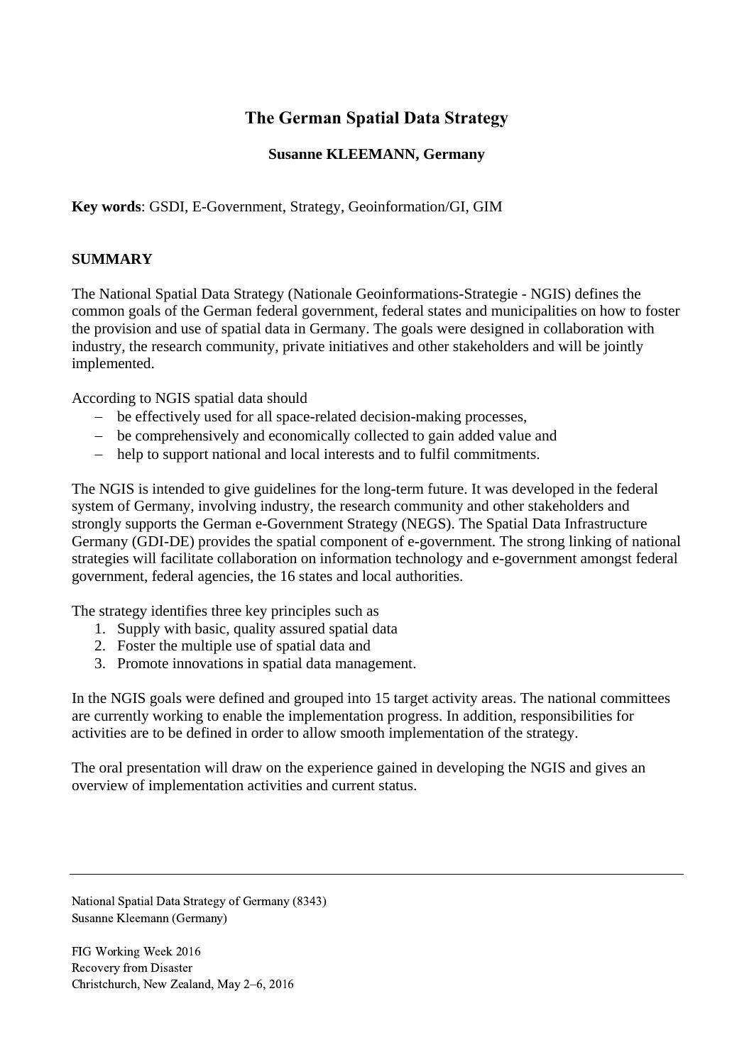# The German Spatial Data Strategy

**Susanne KLEEMANN, Germany**

**Key words**: GSDI, E-Government, Strategy, Geoinformation/GI, GIM

## SUMMARY

The National Spatial Data Strategy (Nationale Geoinformations-Strategie - NGIS) defines the common goals of the German federal government, federal states and municipalities on how to foster the provision and use of spatial data in Germany. The goals were designed in collaboration with industry, the research community, private initiatives and other stakeholders and will be jointly implemented.

According to NGIS spatial data should

- be effectively used for all space-related decision-making processes,
- be comprehensively and economically collected to gain added value and
- help to support national and local interests and to fulfil commitments.

The NGIS is intended to give guidelines for the long-term future. It was developed in the federal system of Germany, involving industry, the research community and other stakeholders and strongly supports the German e-Government Strategy (NEGS). The Spatial Data Infrastructure Germany (GDI-DE) provides the spatial component of e-government. The strong linking of national strategies will facilitate collaboration on information technology and e-government amongst federal government, federal agencies, the 16 states and local authorities.

The strategy identifies three key principles such as

1. Supply with basic, quality assured spatial data
2. Foster the multiple use of spatial data and
3. Promote innovations in spatial data management.

In the NGIS goals were defined and grouped into 15 target activity areas. The national committees are currently working to enable the implementation progress. In addition, responsibilities for activities are to be defined in order to allow smooth implementation of the strategy.

The oral presentation will draw on the experience gained in developing the NGIS and gives an overview of implementation activities and current status.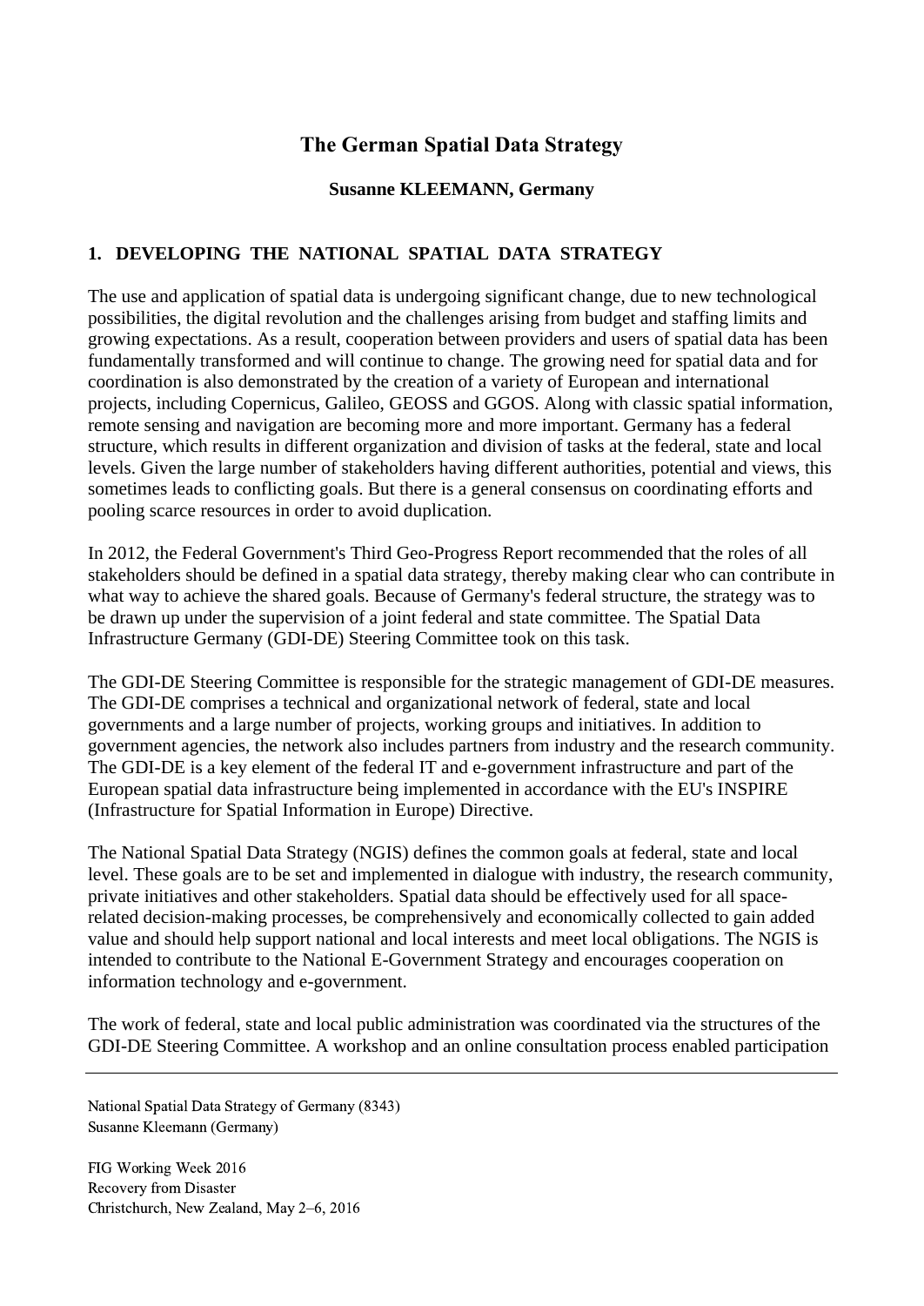# The German Spatial Data Strategy

**Susanne KLEEMANN, Germany**

## 1. DEVELOPING THE NATIONAL SPATIAL DATA STRATEGY

The use and application of spatial data is undergoing significant change, due to new technological possibilities, the digital revolution and the challenges arising from budget and staffing limits and growing expectations. As a result, cooperation between providers and users of spatial data has been fundamentally transformed and will continue to change. The growing need for spatial data and for coordination is also demonstrated by the creation of a variety of European and international projects, including Copernicus, Galileo, GEOSS and GGOS. Along with classic spatial information, remote sensing and navigation are becoming more and more important. Germany has a federal structure, which results in different organization and division of tasks at the federal, state and local levels. Given the large number of stakeholders having different authorities, potential and views, this sometimes leads to conflicting goals. But there is a general consensus on coordinating efforts and pooling scarce resources in order to avoid duplication.

In 2012, the Federal Government's Third Geo-Progress Report recommended that the roles of all stakeholders should be defined in a spatial data strategy, thereby making clear who can contribute in what way to achieve the shared goals. Because of Germany's federal structure, the strategy was to be drawn up under the supervision of a joint federal and state committee. The Spatial Data Infrastructure Germany (GDI-DE) Steering Committee took on this task.

The GDI-DE Steering Committee is responsible for the strategic management of GDI-DE measures. The GDI-DE comprises a technical and organizational network of federal, state and local governments and a large number of projects, working groups and initiatives. In addition to government agencies, the network also includes partners from industry and the research community. The GDI-DE is a key element of the federal IT and e-government infrastructure and part of the European spatial data infrastructure being implemented in accordance with the EU's INSPIRE (Infrastructure for Spatial Information in Europe) Directive.

The National Spatial Data Strategy (NGIS) defines the common goals at federal, state and local level. These goals are to be set and implemented in dialogue with industry, the research community, private initiatives and other stakeholders. Spatial data should be effectively used for all space-related decision-making processes, be comprehensively and economically collected to gain added value and should help support national and local interests and meet local obligations. The NGIS is intended to contribute to the National E-Government Strategy and encourages cooperation on information technology and e-government.

The work of federal, state and local public administration was coordinated via the structures of the GDI-DE Steering Committee. A workshop and an online consultation process enabled participation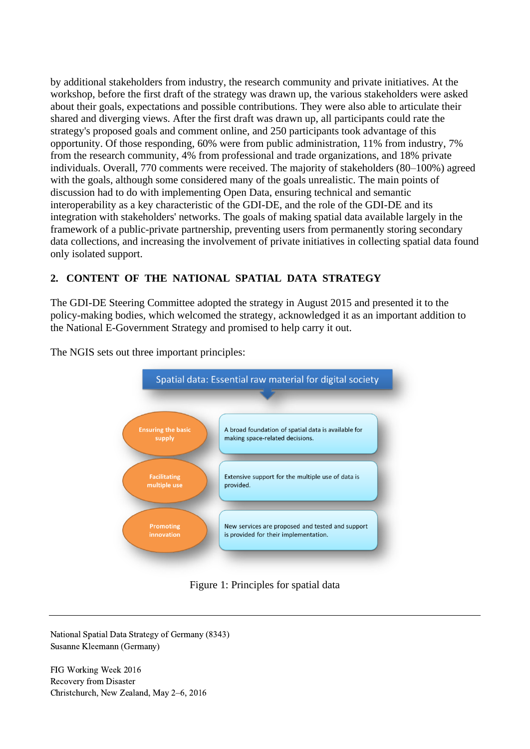by additional stakeholders from industry, the research community and private initiatives. At the workshop, before the first draft of the strategy was drawn up, the various stakeholders were asked about their goals, expectations and possible contributions. They were also able to articulate their shared and diverging views. After the first draft was drawn up, all participants could rate the strategy's proposed goals and comment online, and 250 participants took advantage of this opportunity. Of those responding, 60% were from public administration, 11% from industry, 7% from the research community, 4% from professional and trade organizations, and 18% private individuals. Overall, 770 comments were received. The majority of stakeholders (80–100%) agreed with the goals, although some considered many of the goals unrealistic. The main points of discussion had to do with implementing Open Data, ensuring technical and semantic interoperability as a key characteristic of the GDI-DE, and the role of the GDI-DE and its integration with stakeholders' networks. The goals of making spatial data available largely in the framework of a public-private partnership, preventing users from permanently storing secondary data collections, and increasing the involvement of private initiatives in collecting spatial data found only isolated support.

## 2. CONTENT OF THE NATIONAL SPATIAL DATA STRATEGY

The GDI-DE Steering Committee adopted the strategy in August 2015 and presented it to the policy-making bodies, which welcomed the strategy, acknowledged it as an important addition to the National E-Government Strategy and promised to help carry it out.

The NGIS sets out three important principles:

**Spatial data: Essential raw material for digital society**

| | |
|---|---|
| Ensuring the basic supply | A broad foundation of spatial data is available for making space-related decisions. |
| Facilitating multiple use | Extensive support for the multiple use of data is provided. |
| Promoting innovation | New services are proposed and tested and support is provided for their implementation. |

Figure 1: Principles for spatial data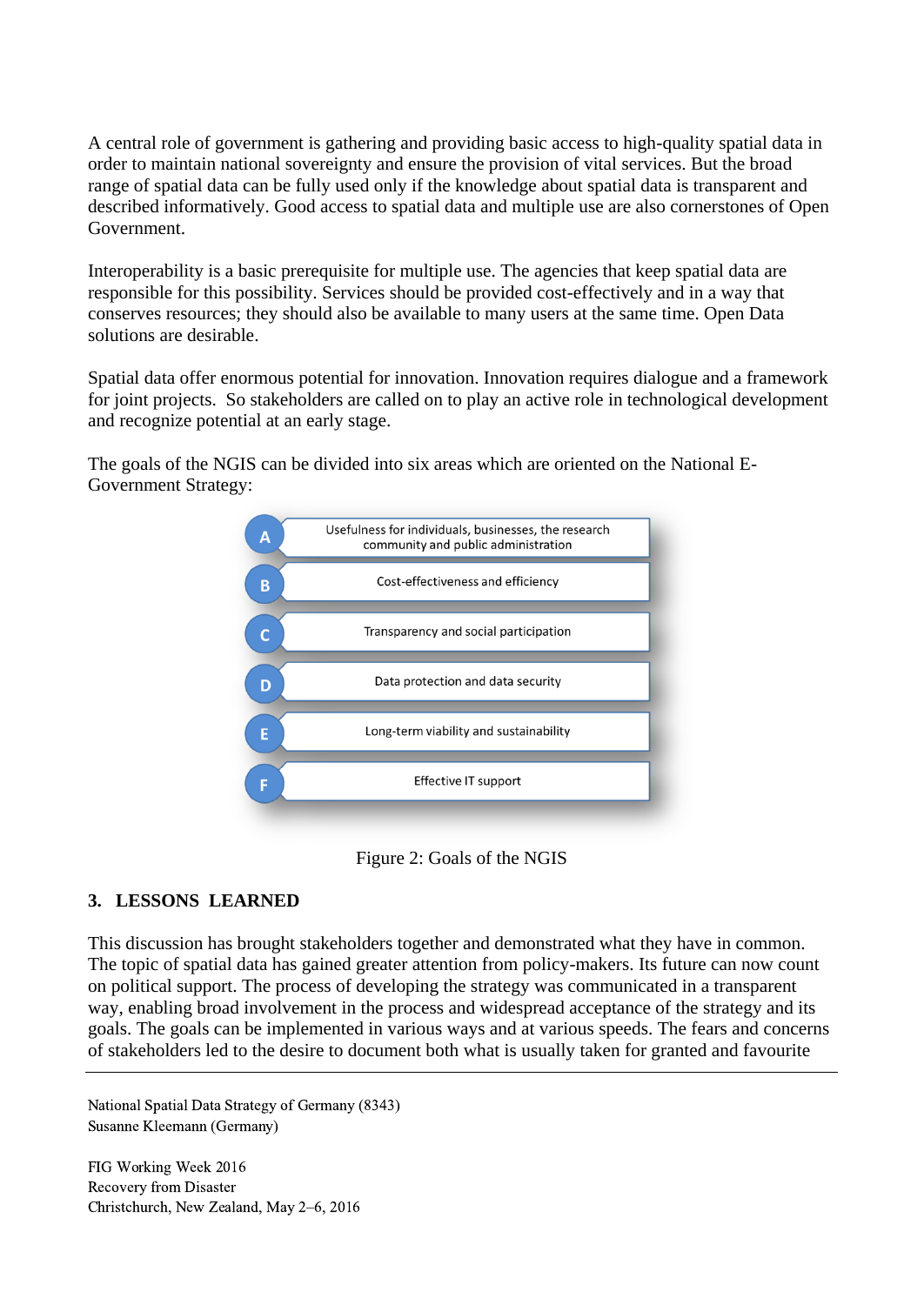A central role of government is gathering and providing basic access to high-quality spatial data in order to maintain national sovereignty and ensure the provision of vital services. But the broad range of spatial data can be fully used only if the knowledge about spatial data is transparent and described informatively. Good access to spatial data and multiple use are also cornerstones of Open Government.

Interoperability is a basic prerequisite for multiple use. The agencies that keep spatial data are responsible for this possibility. Services should be provided cost-effectively and in a way that conserves resources; they should also be available to many users at the same time. Open Data solutions are desirable.

Spatial data offer enormous potential for innovation. Innovation requires dialogue and a framework for joint projects. So stakeholders are called on to play an active role in technological development and recognize potential at an early stage.

The goals of the NGIS can be divided into six areas which are oriented on the National E-Government Strategy:

- **A** Usefulness for individuals, businesses, the research community and public administration
- **B** Cost-effectiveness and efficiency
- **C** Transparency and social participation
- **D** Data protection and data security
- **E** Long-term viability and sustainability
- **F** Effective IT support

Figure 2: Goals of the NGIS

## 3. LESSONS LEARNED

This discussion has brought stakeholders together and demonstrated what they have in common. The topic of spatial data has gained greater attention from policy-makers. Its future can now count on political support. The process of developing the strategy was communicated in a transparent way, enabling broad involvement in the process and widespread acceptance of the strategy and its goals. The goals can be implemented in various ways and at various speeds. The fears and concerns of stakeholders led to the desire to document both what is usually taken for granted and favourite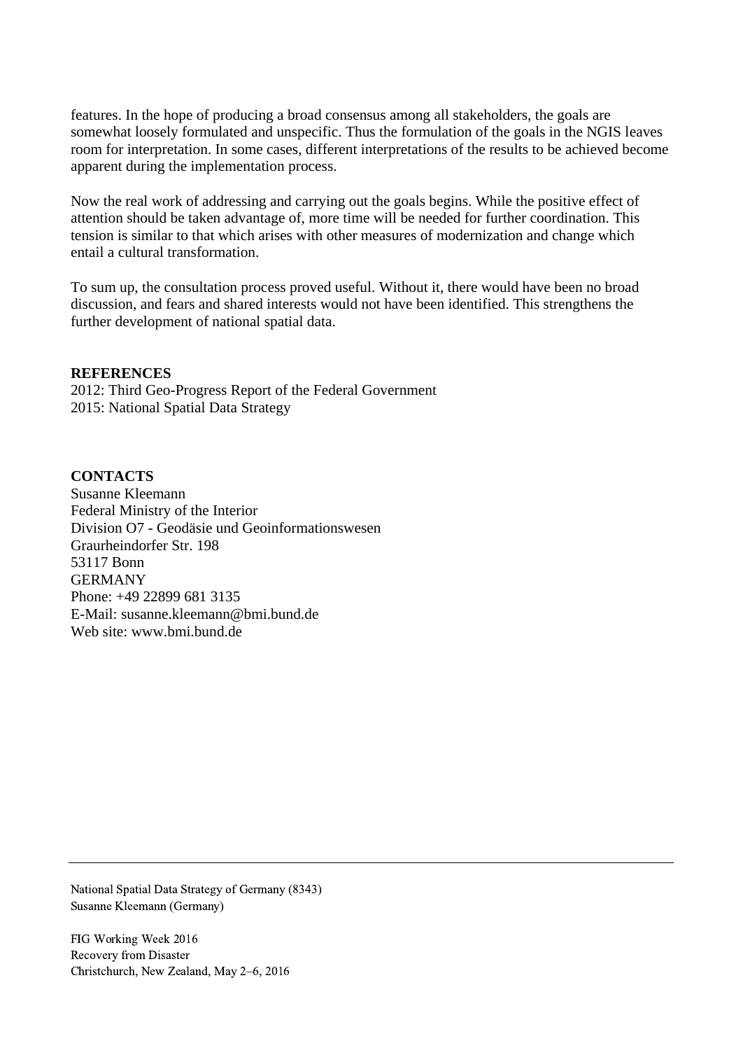features. In the hope of producing a broad consensus among all stakeholders, the goals are somewhat loosely formulated and unspecific. Thus the formulation of the goals in the NGIS leaves room for interpretation. In some cases, different interpretations of the results to be achieved become apparent during the implementation process.

Now the real work of addressing and carrying out the goals begins. While the positive effect of attention should be taken advantage of, more time will be needed for further coordination. This tension is similar to that which arises with other measures of modernization and change which entail a cultural transformation.

To sum up, the consultation process proved useful. Without it, there would have been no broad discussion, and fears and shared interests would not have been identified. This strengthens the further development of national spatial data.

## REFERENCES

2012: Third Geo-Progress Report of the Federal Government
2015: National Spatial Data Strategy

## CONTACTS

Susanne Kleemann
Federal Ministry of the Interior
Division O7 - Geodäsie und Geoinformationswesen
Graurheindorfer Str. 198
53117 Bonn
GERMANY
Phone: +49 22899 681 3135
E-Mail: susanne.kleemann@bmi.bund.de
Web site: www.bmi.bund.de